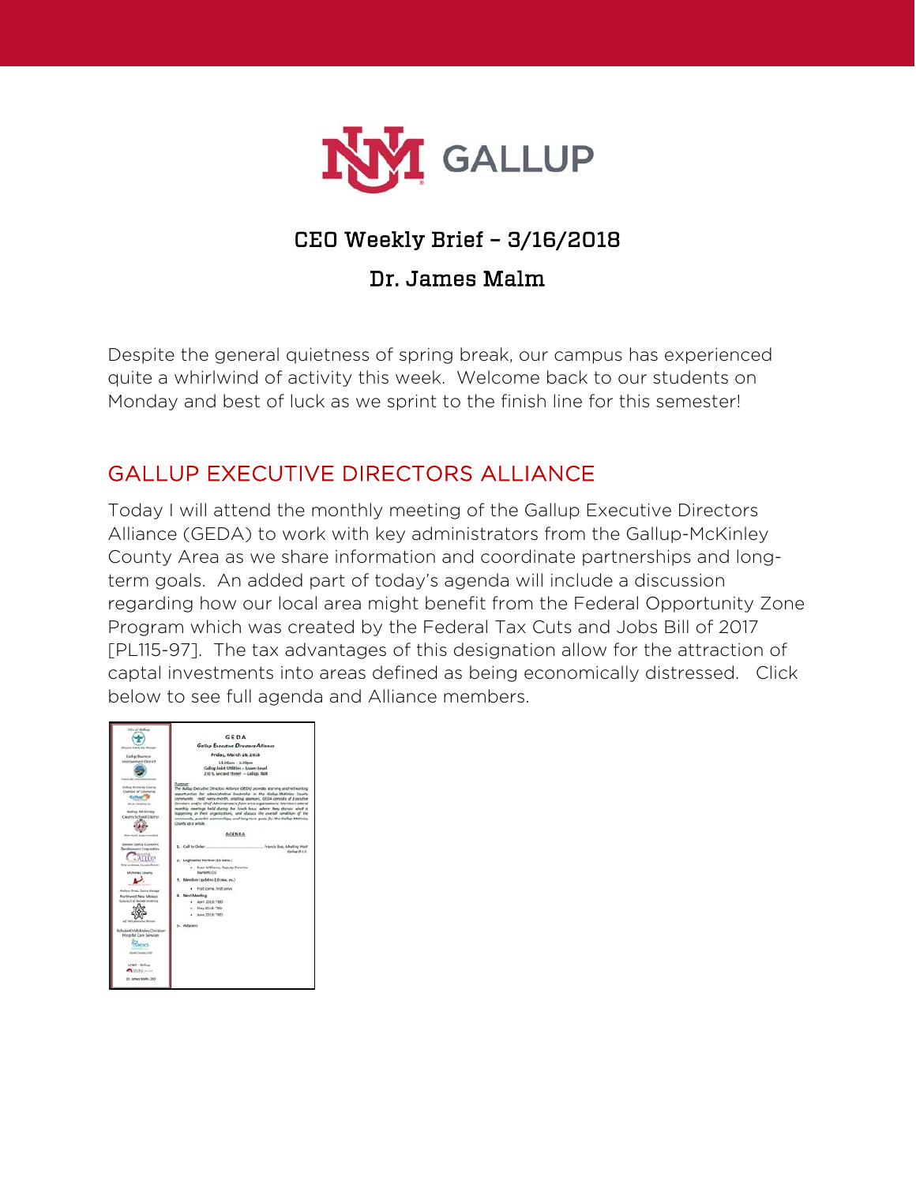# CEO Weekly Brief – 3/16/2018

## Dr. James Malm

Despite the general quietness of spring break, our campus has experienced quite a whirlwind of activity this week. Welcome back to our students on Monday and best of luck as we sprint to the finish line for this semester!

## GALLUP EXECUTIVE DIRECTORS ALLIANCE

Today I will attend the monthly meeting of the Gallup Executive Directors Alliance (GEDA) to work with key administrators from the Gallup-McKinley County Area as we share information and coordinate partnerships and long-term goals. An added part of today's agenda will include a discussion regarding how our local area might benefit from the Federal Opportunity Zone Program which was created by the Federal Tax Cuts and Jobs Bill of 2017 [PL115-97]. The tax advantages of this designation allow for the attraction of captal investments into areas defined as being economically distressed. Click below to see full agenda and Alliance members.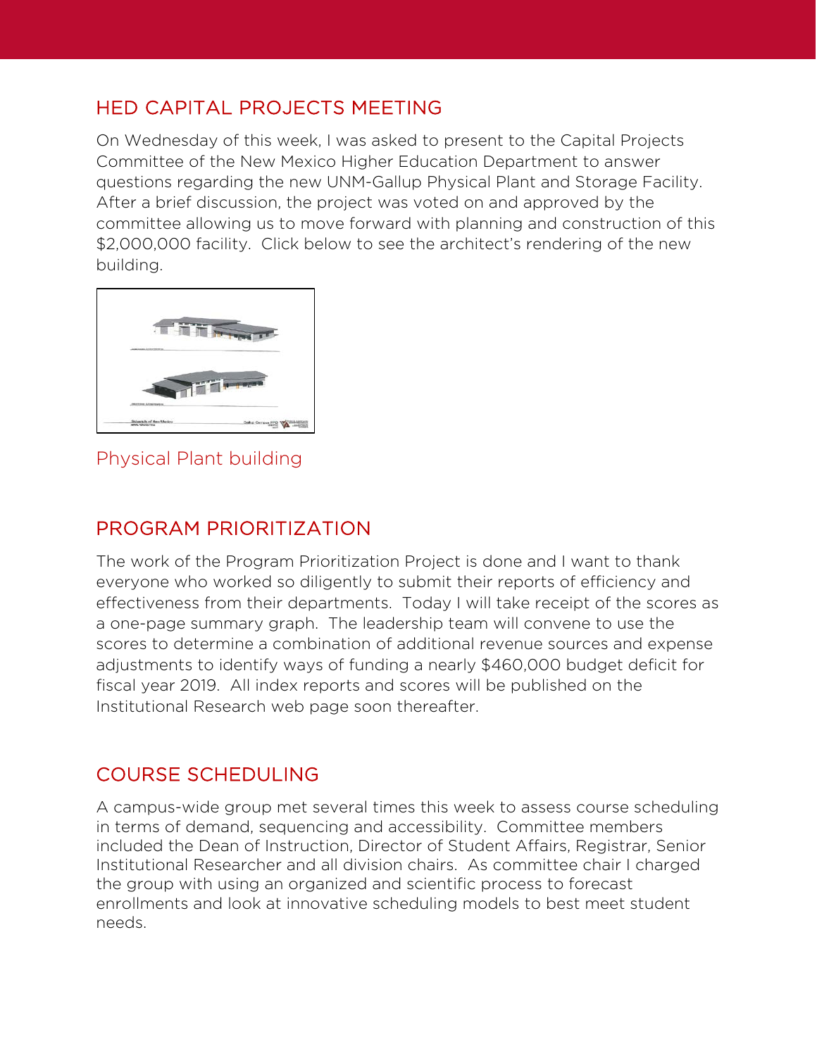## HED CAPITAL PROJECTS MEETING

On Wednesday of this week, I was asked to present to the Capital Projects Committee of the New Mexico Higher Education Department to answer questions regarding the new UNM-Gallup Physical Plant and Storage Facility. After a brief discussion, the project was voted on and approved by the committee allowing us to move forward with planning and construction of this $2,000,000 facility. Click below to see the architect's rendering of the new building.

Physical Plant building

## PROGRAM PRIORITIZATION

The work of the Program Prioritization Project is done and I want to thank everyone who worked so diligently to submit their reports of efficiency and effectiveness from their departments. Today I will take receipt of the scores as a one-page summary graph. The leadership team will convene to use the scores to determine a combination of additional revenue sources and expense adjustments to identify ways of funding a nearly $460,000 budget deficit for fiscal year 2019. All index reports and scores will be published on the Institutional Research web page soon thereafter.

## COURSE SCHEDULING

A campus-wide group met several times this week to assess course scheduling in terms of demand, sequencing and accessibility. Committee members included the Dean of Instruction, Director of Student Affairs, Registrar, Senior Institutional Researcher and all division chairs. As committee chair I charged the group with using an organized and scientific process to forecast enrollments and look at innovative scheduling models to best meet student needs.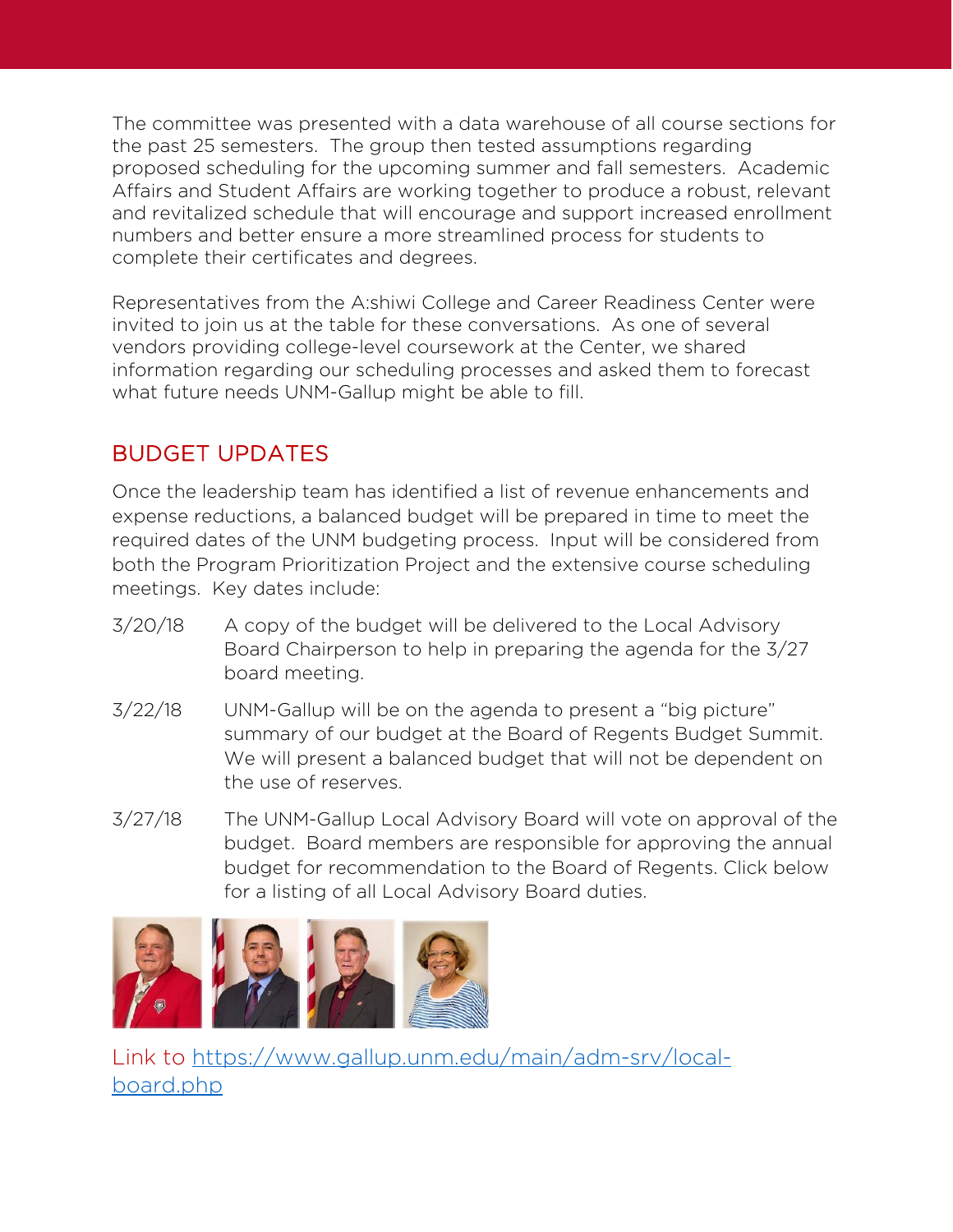The committee was presented with a data warehouse of all course sections for the past 25 semesters. The group then tested assumptions regarding proposed scheduling for the upcoming summer and fall semesters. Academic Affairs and Student Affairs are working together to produce a robust, relevant and revitalized schedule that will encourage and support increased enrollment numbers and better ensure a more streamlined process for students to complete their certificates and degrees.

Representatives from the A:shiwi College and Career Readiness Center were invited to join us at the table for these conversations. As one of several vendors providing college-level coursework at the Center, we shared information regarding our scheduling processes and asked them to forecast what future needs UNM-Gallup might be able to fill.

## BUDGET UPDATES

Once the leadership team has identified a list of revenue enhancements and expense reductions, a balanced budget will be prepared in time to meet the required dates of the UNM budgeting process. Input will be considered from both the Program Prioritization Project and the extensive course scheduling meetings. Key dates include:

3/20/18 A copy of the budget will be delivered to the Local Advisory Board Chairperson to help in preparing the agenda for the 3/27 board meeting.

3/22/18 UNM-Gallup will be on the agenda to present a "big picture" summary of our budget at the Board of Regents Budget Summit. We will present a balanced budget that will not be dependent on the use of reserves.

3/27/18 The UNM-Gallup Local Advisory Board will vote on approval of the budget. Board members are responsible for approving the annual budget for recommendation to the Board of Regents. Click below for a listing of all Local Advisory Board duties.

Link to https://www.gallup.unm.edu/main/adm-srv/local-board.php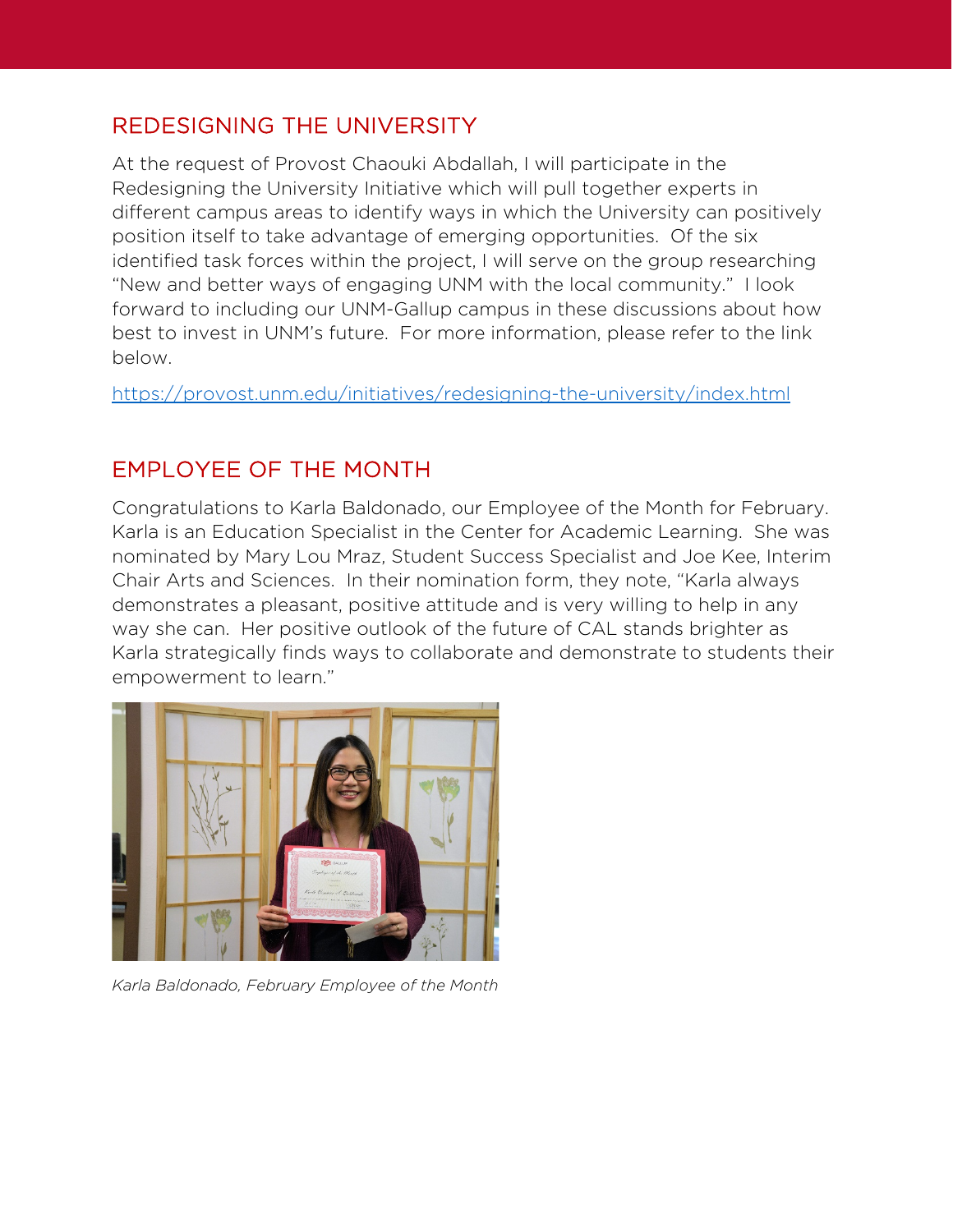## REDESIGNING THE UNIVERSITY

At the request of Provost Chaouki Abdallah, I will participate in the Redesigning the University Initiative which will pull together experts in different campus areas to identify ways in which the University can positively position itself to take advantage of emerging opportunities. Of the six identified task forces within the project, I will serve on the group researching "New and better ways of engaging UNM with the local community." I look forward to including our UNM-Gallup campus in these discussions about how best to invest in UNM's future. For more information, please refer to the link below.

https://provost.unm.edu/initiatives/redesigning-the-university/index.html

## EMPLOYEE OF THE MONTH

Congratulations to Karla Baldonado, our Employee of the Month for February. Karla is an Education Specialist in the Center for Academic Learning. She was nominated by Mary Lou Mraz, Student Success Specialist and Joe Kee, Interim Chair Arts and Sciences. In their nomination form, they note, "Karla always demonstrates a pleasant, positive attitude and is very willing to help in any way she can. Her positive outlook of the future of CAL stands brighter as Karla strategically finds ways to collaborate and demonstrate to students their empowerment to learn."

*Karla Baldonado, February Employee of the Month*